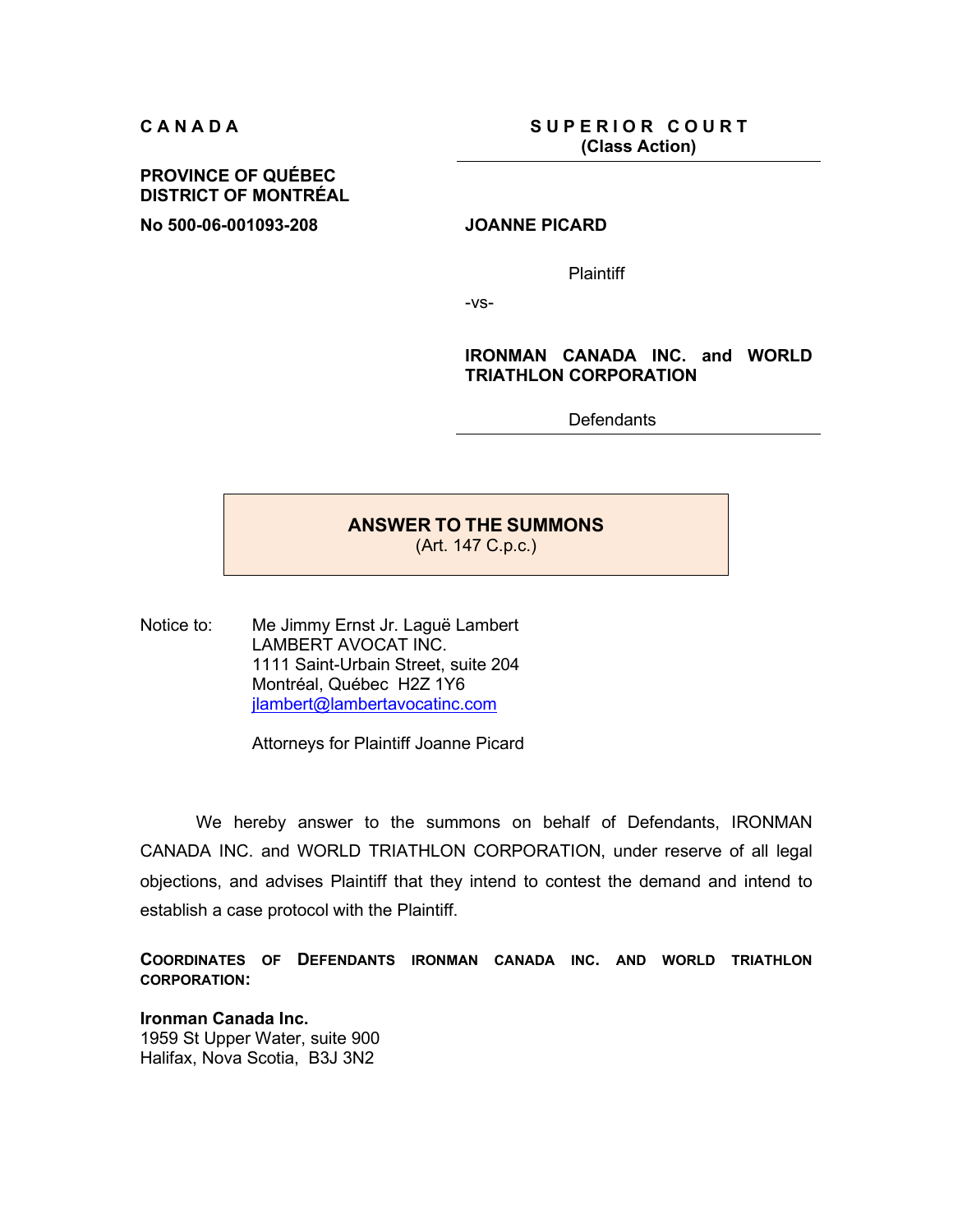**C A N A D A**

**PROVINCE OF QUÉBEC**
**DISTRICT OF MONTRÉAL**

**No 500-06-001093-208**

**S U P E R I O R  C O U R T**
**(Class Action)**

**JOANNE PICARD**

Plaintiff

-vs-

**IRONMAN CANADA INC. and WORLD TRIATHLON CORPORATION**

Defendants

---

## ANSWER TO THE SUMMONS
(Art. 147 C.p.c.)

Notice to:    Me Jimmy Ernst Jr. Laguë Lambert
LAMBERT AVOCAT INC.
1111 Saint-Urbain Street, suite 204
Montréal, Québec  H2Z 1Y6
jlambert@lambertavocatinc.com

Attorneys for Plaintiff Joanne Picard

We hereby answer to the summons on behalf of Defendants, IRONMAN CANADA INC. and WORLD TRIATHLON CORPORATION, under reserve of all legal objections, and advises Plaintiff that they intend to contest the demand and intend to establish a case protocol with the Plaintiff.

**COORDINATES OF DEFENDANTS IRONMAN CANADA INC. AND WORLD TRIATHLON CORPORATION:**

**Ironman Canada Inc.**
1959 St Upper Water, suite 900
Halifax, Nova Scotia,  B3J 3N2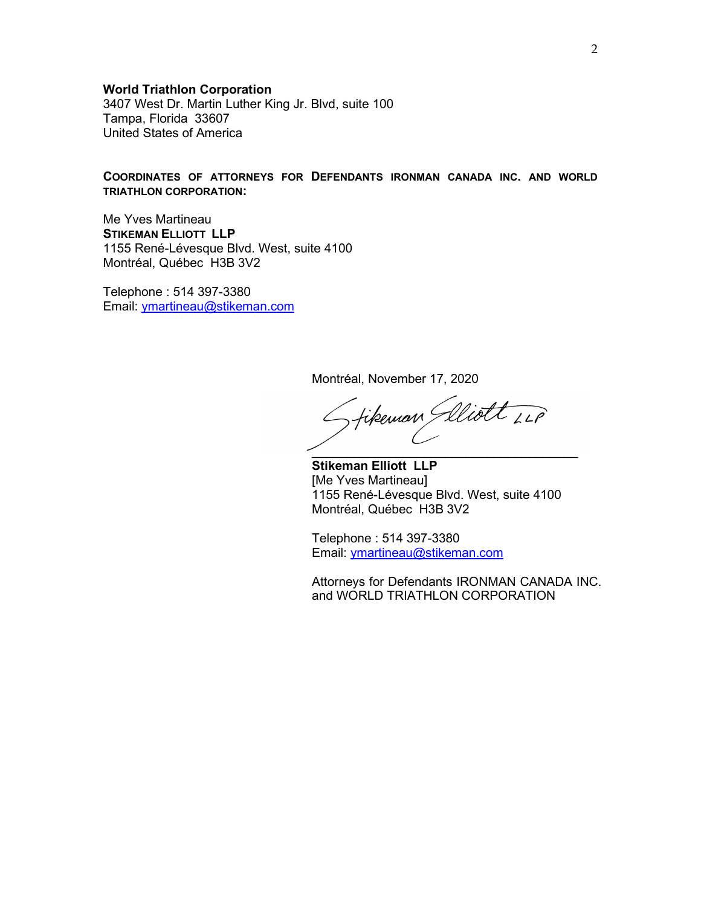**World Triathlon Corporation**
3407 West Dr. Martin Luther King Jr. Blvd, suite 100
Tampa, Florida 33607
United States of America

**COORDINATES OF ATTORNEYS FOR DEFENDANTS IRONMAN CANADA INC. AND WORLD TRIATHLON CORPORATION:**

Me Yves Martineau
**STIKEMAN ELLIOTT LLP**
1155 René-Lévesque Blvd. West, suite 4100
Montréal, Québec H3B 3V2

Telephone : 514 397-3380
Email: ymartineau@stikeman.com

Montréal, November 17, 2020

Stikeman Elliott LLP

______________________________________

**Stikeman Elliott LLP**
[Me Yves Martineau]
1155 René-Lévesque Blvd. West, suite 4100
Montréal, Québec H3B 3V2

Telephone : 514 397-3380
Email: ymartineau@stikeman.com

Attorneys for Defendants IRONMAN CANADA INC. and WORLD TRIATHLON CORPORATION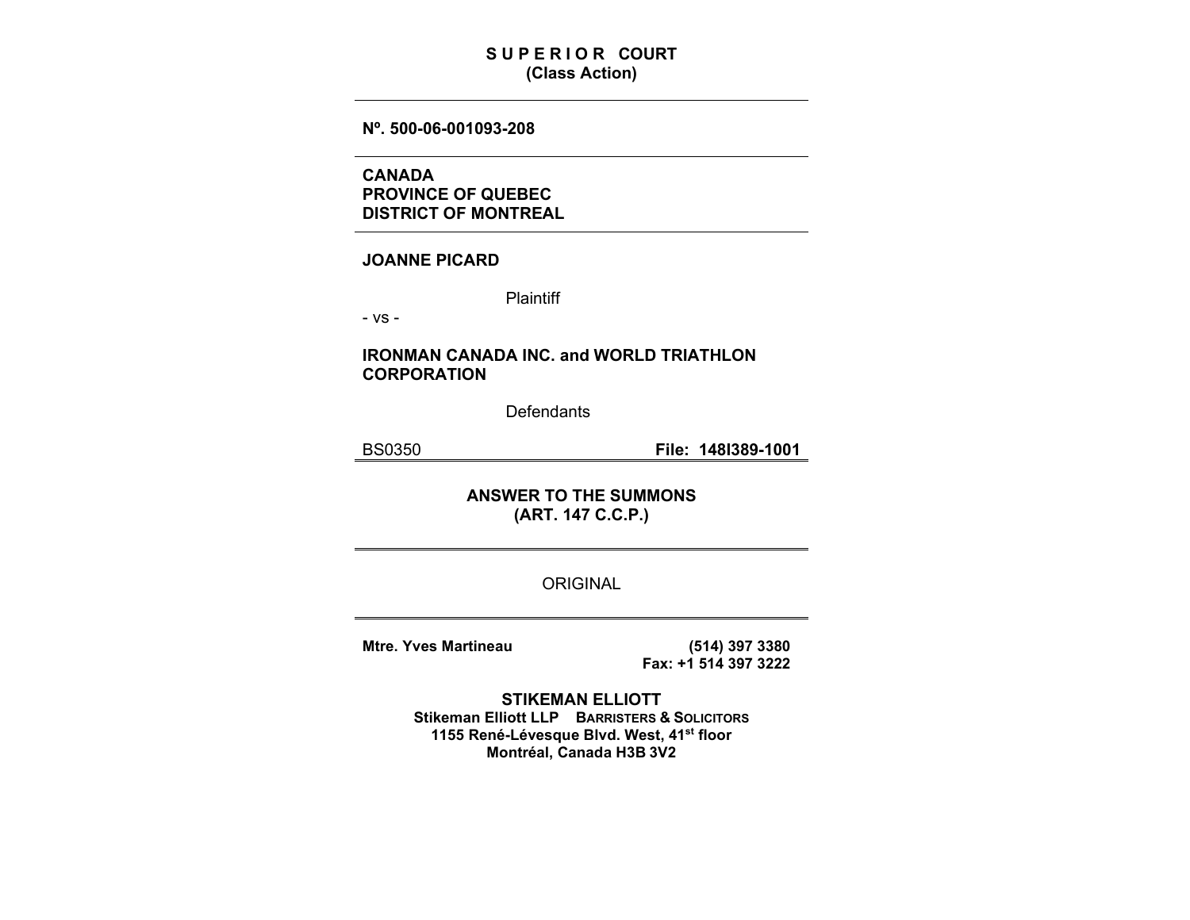**S U P E R I O R COURT**
**(Class Action)**

---

**Nº. 500-06-001093-208**

---

**CANADA**
**PROVINCE OF QUEBEC**
**DISTRICT OF MONTREAL**

---

**JOANNE PICARD**

Plaintiff

- vs -

**IRONMAN CANADA INC. and WORLD TRIATHLON CORPORATION**

Defendants

BS0350 **File: 148I389-1001**

---

**ANSWER TO THE SUMMONS**
**(ART. 147 C.C.P.)**

---

ORIGINAL

---

**Mtre. Yves Martineau** **(514) 397 3380**
**Fax: +1 514 397 3222**

**STIKEMAN ELLIOTT**
**Stikeman Elliott LLP BARRISTERS & SOLICITORS**
**1155 René-Lévesque Blvd. West, 41st floor**
**Montréal, Canada H3B 3V2**